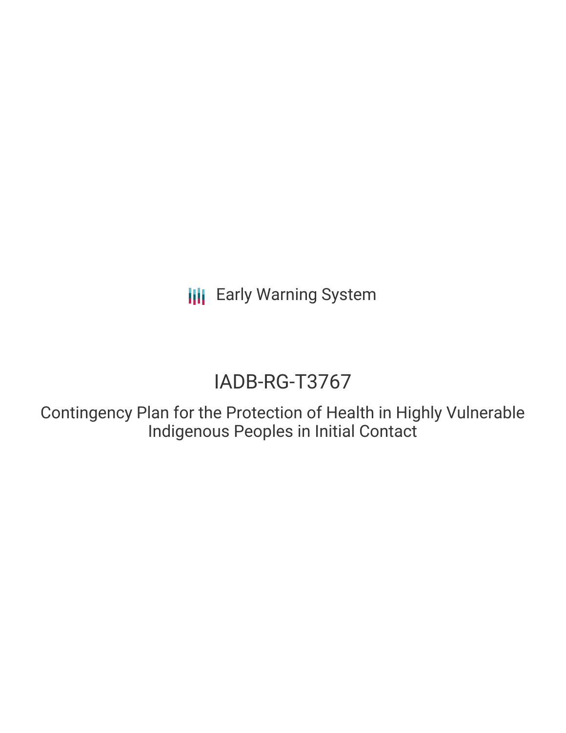Early Warning System

# IADB-RG-T3767

## Contingency Plan for the Protection of Health in Highly Vulnerable Indigenous Peoples in Initial Contact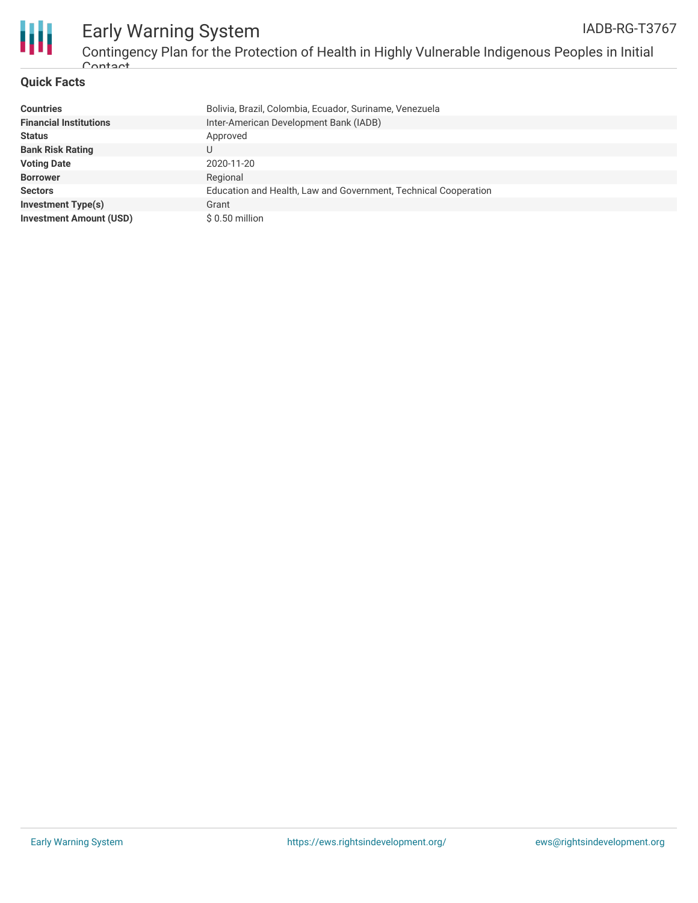# Early Warning System

IADB-RG-T3767

Contingency Plan for the Protection of Health in Highly Vulnerable Indigenous Peoples in Initial Contact

## Quick Facts

| | |
|---|---|
| **Countries** | Bolivia, Brazil, Colombia, Ecuador, Suriname, Venezuela |
| **Financial Institutions** | Inter-American Development Bank (IADB) |
| **Status** | Approved |
| **Bank Risk Rating** | U |
| **Voting Date** | 2020-11-20 |
| **Borrower** | Regional |
| **Sectors** | Education and Health, Law and Government, Technical Cooperation |
| **Investment Type(s)** | Grant |
| **Investment Amount (USD)** | $ 0.50 million |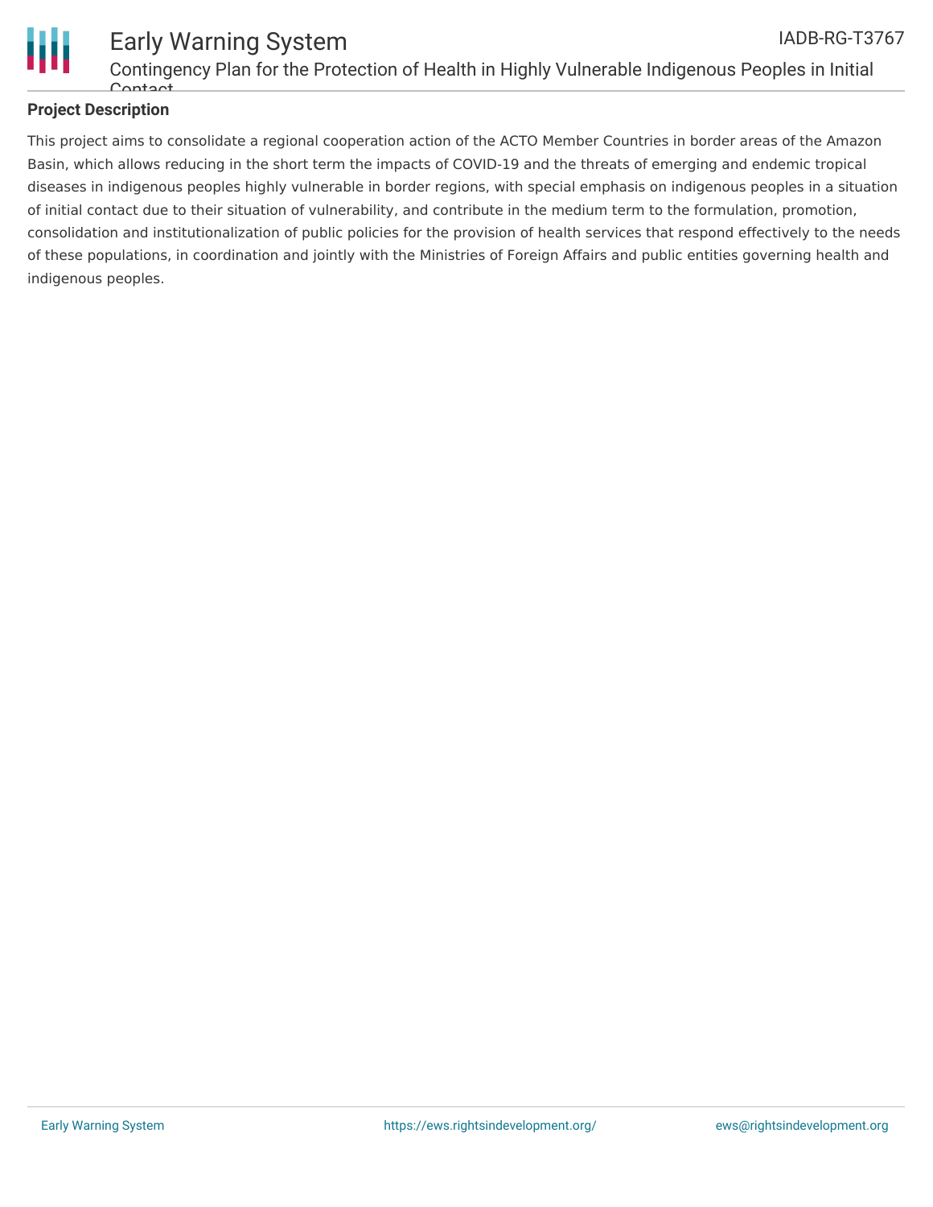## Project Description

This project aims to consolidate a regional cooperation action of the ACTO Member Countries in border areas of the Amazon Basin, which allows reducing in the short term the impacts of COVID-19 and the threats of emerging and endemic tropical diseases in indigenous peoples highly vulnerable in border regions, with special emphasis on indigenous peoples in a situation of initial contact due to their situation of vulnerability, and contribute in the medium term to the formulation, promotion, consolidation and institutionalization of public policies for the provision of health services that respond effectively to the needs of these populations, in coordination and jointly with the Ministries of Foreign Affairs and public entities governing health and indigenous peoples.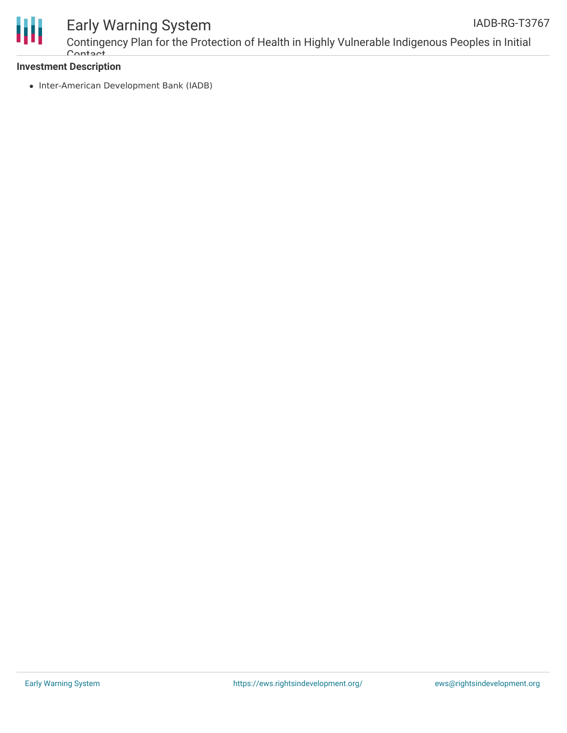**Investment Description**

- Inter-American Development Bank (IADB)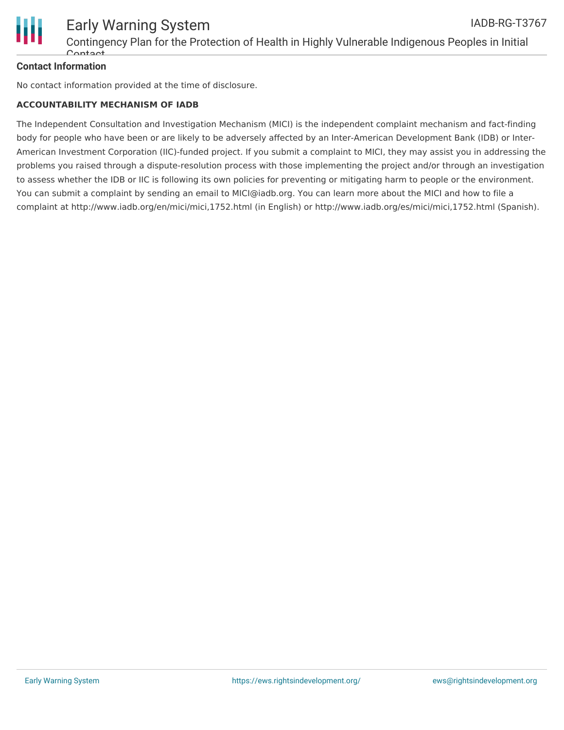**Contact Information**

No contact information provided at the time of disclosure.

**ACCOUNTABILITY MECHANISM OF IADB**

The Independent Consultation and Investigation Mechanism (MICI) is the independent complaint mechanism and fact-finding body for people who have been or are likely to be adversely affected by an Inter-American Development Bank (IDB) or Inter-American Investment Corporation (IIC)-funded project. If you submit a complaint to MICI, they may assist you in addressing the problems you raised through a dispute-resolution process with those implementing the project and/or through an investigation to assess whether the IDB or IIC is following its own policies for preventing or mitigating harm to people or the environment. You can submit a complaint by sending an email to MICI@iadb.org. You can learn more about the MICI and how to file a complaint at http://www.iadb.org/en/mici/mici,1752.html (in English) or http://www.iadb.org/es/mici/mici,1752.html (Spanish).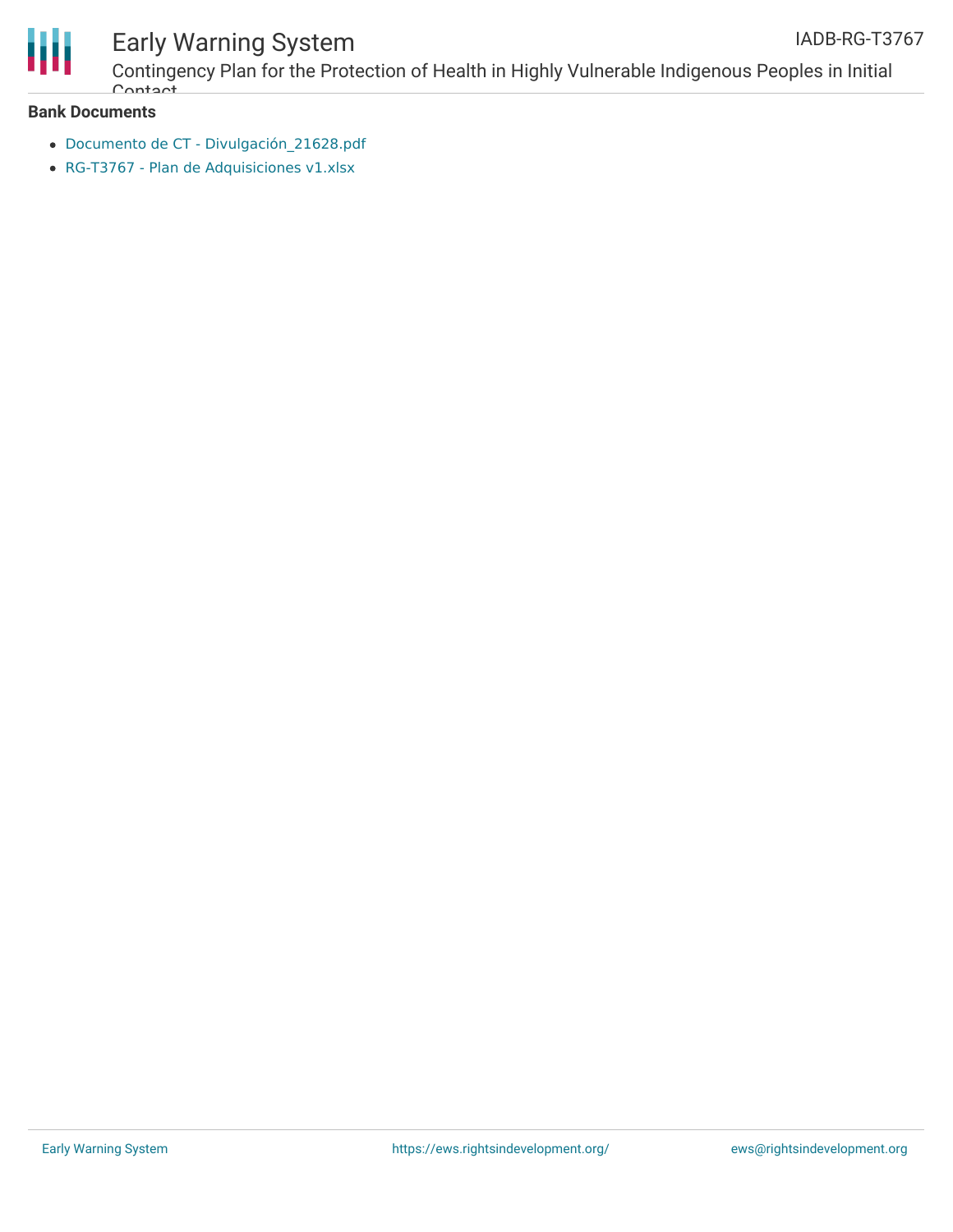**Bank Documents**

- Documento de CT - Divulgación_21628.pdf
- RG-T3767 - Plan de Adquisiciones v1.xlsx